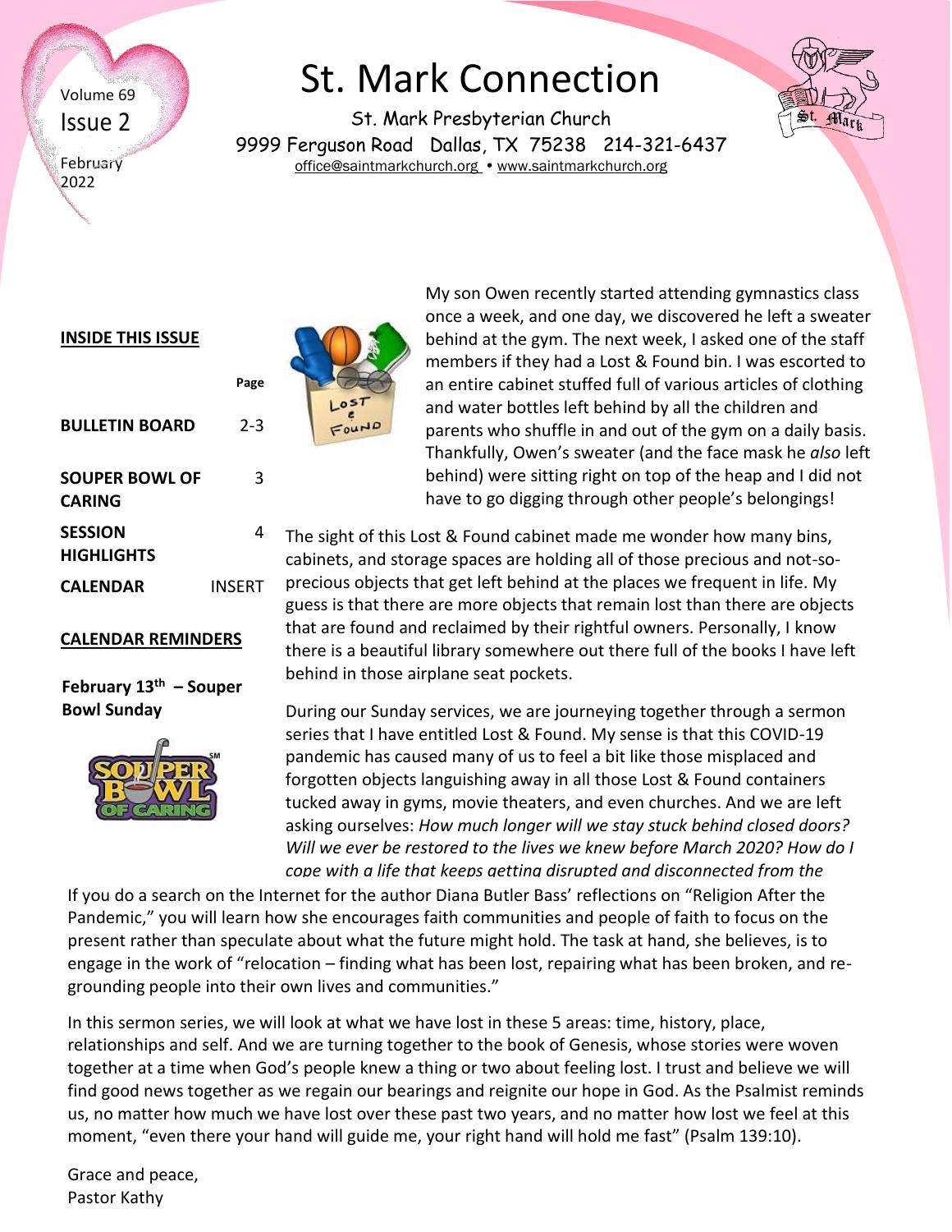Volume 69

Issue 2

February 2022

# St. Mark Connection

St. Mark Presbyterian Church

9999 Ferguson Road   Dallas, TX 75238   214-321-6437

office@saintmarkchurch.org • www.saintmarkchurch.org

**INSIDE THIS ISSUE**

| | Page |
|---|---|
| **BULLETIN BOARD** | 2-3 |
| **SOUPER BOWL OF CARING** | 3 |
| **SESSION HIGHLIGHTS** | 4 |
| **CALENDAR** | INSERT |

**CALENDAR REMINDERS**

**February 13th – Souper Bowl Sunday**

My son Owen recently started attending gymnastics class once a week, and one day, we discovered he left a sweater behind at the gym. The next week, I asked one of the staff members if they had a Lost & Found bin. I was escorted to an entire cabinet stuffed full of various articles of clothing and water bottles left behind by all the children and parents who shuffle in and out of the gym on a daily basis. Thankfully, Owen's sweater (and the face mask he *also* left behind) were sitting right on top of the heap and I did not have to go digging through other people's belongings!

The sight of this Lost & Found cabinet made me wonder how many bins, cabinets, and storage spaces are holding all of those precious and not-so-precious objects that get left behind at the places we frequent in life. My guess is that there are more objects that remain lost than there are objects that are found and reclaimed by their rightful owners. Personally, I know there is a beautiful library somewhere out there full of the books I have left behind in those airplane seat pockets.

During our Sunday services, we are journeying together through a sermon series that I have entitled Lost & Found. My sense is that this COVID-19 pandemic has caused many of us to feel a bit like those misplaced and forgotten objects languishing away in all those Lost & Found containers tucked away in gyms, movie theaters, and even churches. And we are left asking ourselves: *How much longer will we stay stuck behind closed doors? Will we ever be restored to the lives we knew before March 2020? How do I cope with a life that keeps getting disrupted and disconnected from the*

If you do a search on the Internet for the author Diana Butler Bass' reflections on "Religion After the Pandemic," you will learn how she encourages faith communities and people of faith to focus on the present rather than speculate about what the future might hold. The task at hand, she believes, is to engage in the work of "relocation – finding what has been lost, repairing what has been broken, and re-grounding people into their own lives and communities."

In this sermon series, we will look at what we have lost in these 5 areas: time, history, place, relationships and self. And we are turning together to the book of Genesis, whose stories were woven together at a time when God's people knew a thing or two about feeling lost. I trust and believe we will find good news together as we regain our bearings and reignite our hope in God. As the Psalmist reminds us, no matter how much we have lost over these past two years, and no matter how lost we feel at this moment, "even there your hand will guide me, your right hand will hold me fast" (Psalm 139:10).

Grace and peace,
Pastor Kathy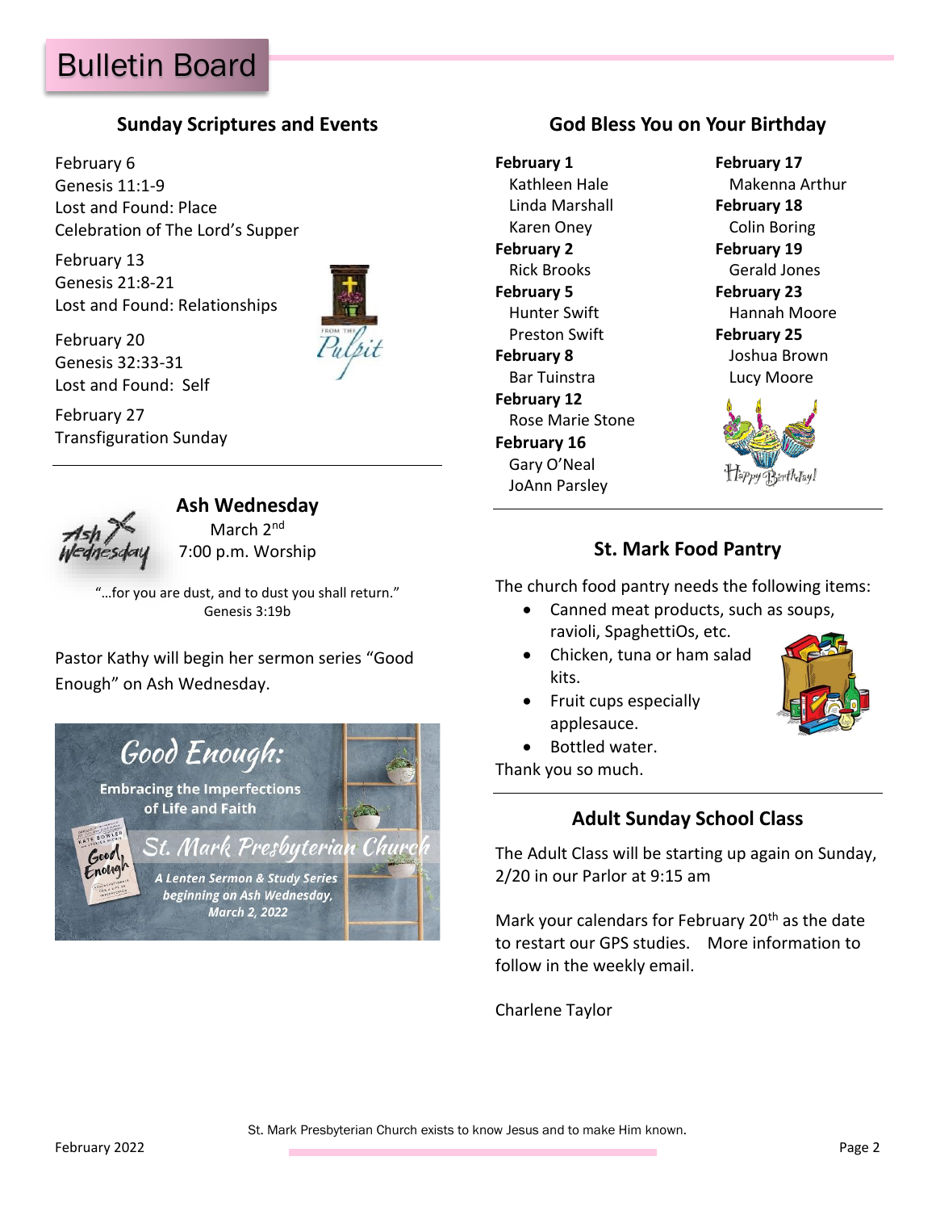# Bulletin Board

## Sunday Scriptures and Events

February 6
Genesis 11:1-9
Lost and Found: Place
Celebration of The Lord's Supper

February 13
Genesis 21:8-21
Lost and Found: Relationships

February 20
Genesis 32:33-31
Lost and Found: Self

February 27
Transfiguration Sunday

## Ash Wednesday

March 2nd
7:00 p.m. Worship

"…for you are dust, and to dust you shall return."
Genesis 3:19b

Pastor Kathy will begin her sermon series "Good Enough" on Ash Wednesday.

Good Enough: Embracing the Imperfections of Life and Faith
St. Mark Presbyterian Church
A Lenten Sermon & Study Series beginning on Ash Wednesday, March 2, 2022

## God Bless You on Your Birthday

**February 1**
Kathleen Hale
Linda Marshall
Karen Oney

**February 2**
Rick Brooks

**February 5**
Hunter Swift
Preston Swift

**February 8**
Bar Tuinstra

**February 12**
Rose Marie Stone

**February 16**
Gary O'Neal
JoAnn Parsley

**February 17**
Makenna Arthur

**February 18**
Colin Boring

**February 19**
Gerald Jones

**February 23**
Hannah Moore

**February 25**
Joshua Brown
Lucy Moore

## St. Mark Food Pantry

The church food pantry needs the following items:

- Canned meat products, such as soups, ravioli, SpaghettiOs, etc.
- Chicken, tuna or ham salad kits.
- Fruit cups especially applesauce.
- Bottled water.

Thank you so much.

## Adult Sunday School Class

The Adult Class will be starting up again on Sunday, 2/20 in our Parlor at 9:15 am

Mark your calendars for February 20th as the date to restart our GPS studies. More information to follow in the weekly email.

Charlene Taylor

St. Mark Presbyterian Church exists to know Jesus and to make Him known.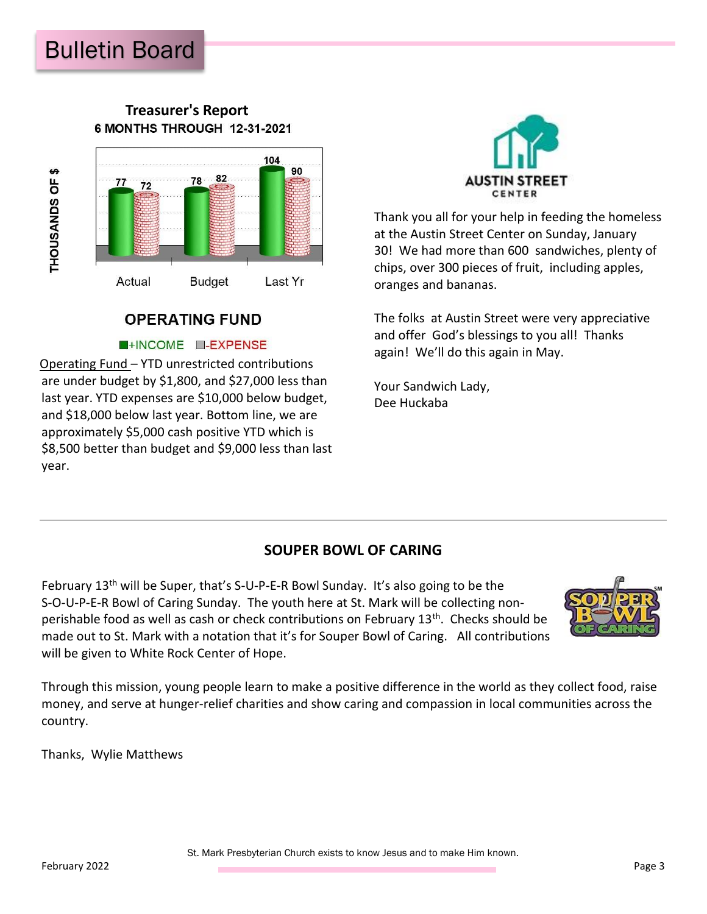# Bulletin Board

**Treasurer's Report**

**6 MONTHS THROUGH 12-31-2021**

| | Actual | Budget | Last Yr |
|---|---|---|---|
| +INCOME | 77 | 78 | 104 |
| -EXPENSE | 72 | 82 | 90 |

THOUSANDS OF $

**OPERATING FUND**

Operating Fund – YTD unrestricted contributions are under budget by $1,800, and $27,000 less than last year. YTD expenses are $10,000 below budget, and $18,000 below last year. Bottom line, we are approximately $5,000 cash positive YTD which is $8,500 better than budget and $9,000 less than last year.

AUSTIN STREET CENTER

Thank you all for your help in feeding the homeless at the Austin Street Center on Sunday, January 30! We had more than 600 sandwiches, plenty of chips, over 300 pieces of fruit, including apples, oranges and bananas.

The folks at Austin Street were very appreciative and offer God's blessings to you all! Thanks again! We'll do this again in May.

Your Sandwich Lady,
Dee Huckaba

---

## SOUPER BOWL OF CARING

February 13th will be Super, that's S-U-P-E-R Bowl Sunday. It's also going to be the S-O-U-P-E-R Bowl of Caring Sunday. The youth here at St. Mark will be collecting non-perishable food as well as cash or check contributions on February 13th. Checks should be made out to St. Mark with a notation that it's for Souper Bowl of Caring. All contributions will be given to White Rock Center of Hope.

Through this mission, young people learn to make a positive difference in the world as they collect food, raise money, and serve at hunger-relief charities and show caring and compassion in local communities across the country.

Thanks, Wylie Matthews

St. Mark Presbyterian Church exists to know Jesus and to make Him known.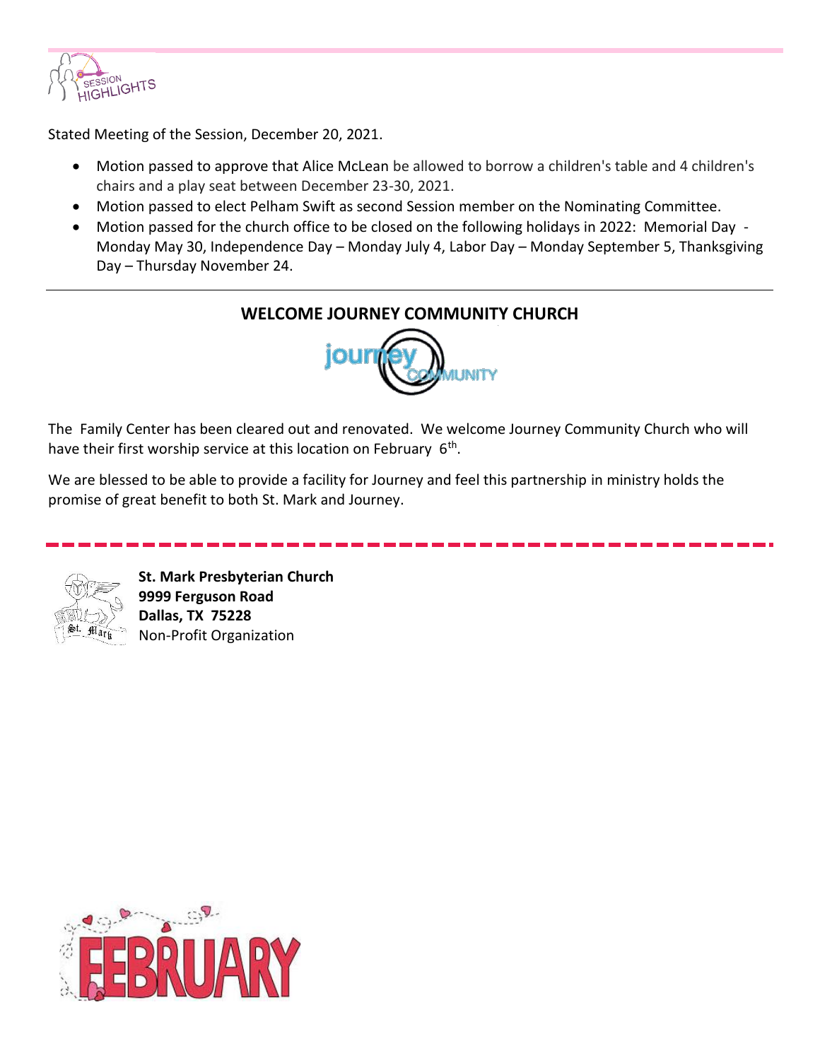## SESSION HIGHLIGHTS

Stated Meeting of the Session, December 20, 2021.

- Motion passed to approve that Alice McLean be allowed to borrow a children's table and 4 children's chairs and a play seat between December 23-30, 2021.
- Motion passed to elect Pelham Swift as second Session member on the Nominating Committee.
- Motion passed for the church office to be closed on the following holidays in 2022: Memorial Day - Monday May 30, Independence Day – Monday July 4, Labor Day – Monday September 5, Thanksgiving Day – Thursday November 24.

---

## WELCOME JOURNEY COMMUNITY CHURCH

journey COMMUNITY

The Family Center has been cleared out and renovated. We welcome Journey Community Church who will have their first worship service at this location on February 6th.

We are blessed to be able to provide a facility for Journey and feel this partnership in ministry holds the promise of great benefit to both St. Mark and Journey.

---

**St. Mark Presbyterian Church**
**9999 Ferguson Road**
**Dallas, TX 75228**
Non-Profit Organization

FEBRUARY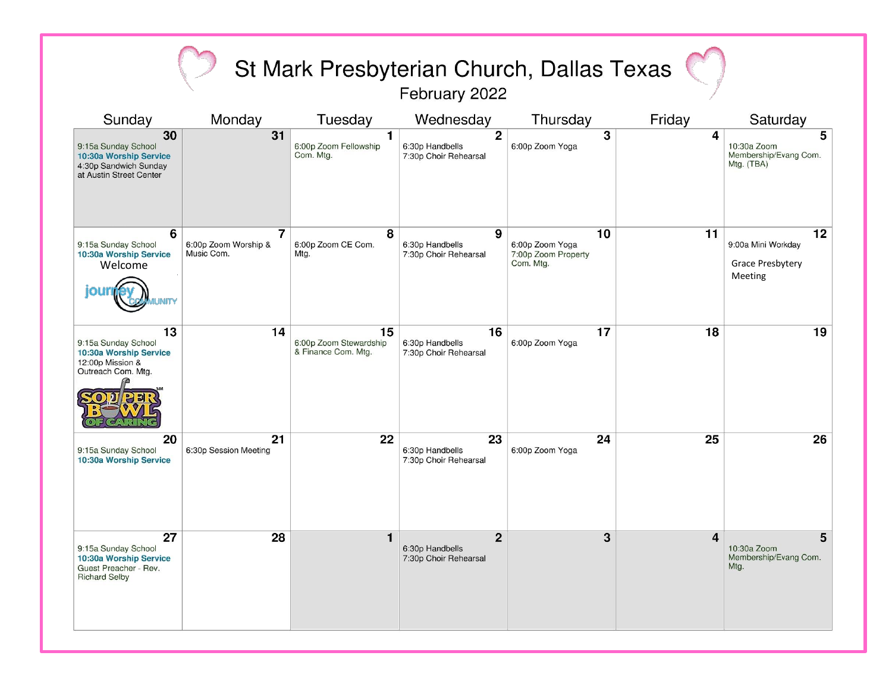# St Mark Presbyterian Church, Dallas Texas

## February 2022

| Sunday | Monday | Tuesday | Wednesday | Thursday | Friday | Saturday |
|---|---|---|---|---|---|---|
| **30** 9:15a Sunday School **10:30a Worship Service** 4:30p Sandwich Sunday at Austin Street Center | **31** | **1** 6:00p Zoom Fellowship Com. Mtg. | **2** 6:30p Handbells 7:30p Choir Rehearsal | **3** 6:00p Zoom Yoga | **4** | **5** 10:30a Zoom Membership/Evang Com. Mtg. (TBA) |
| **6** 9:15a Sunday School **10:30a Worship Service** Welcome journey COMMUNITY | **7** 6:00p Zoom Worship & Music Com. | **8** 6:00p Zoom CE Com. Mtg. | **9** 6:30p Handbells 7:30p Choir Rehearsal | **10** 6:00p Zoom Yoga 7:00p Zoom Property Com. Mtg. | **11** | **12** 9:00a Mini Workday Grace Presbytery Meeting |
| **13** 9:15a Sunday School **10:30a Worship Service** 12:00p Mission & Outreach Com. Mtg. SOUPER BOWL OF CARING | **14** | **15** 6:00p Zoom Stewardship & Finance Com. Mtg. | **16** 6:30p Handbells 7:30p Choir Rehearsal | **17** 6:00p Zoom Yoga | **18** | **19** |
| **20** 9:15a Sunday School **10:30a Worship Service** | **21** 6:30p Session Meeting | **22** | **23** 6:30p Handbells 7:30p Choir Rehearsal | **24** 6:00p Zoom Yoga | **25** | **26** |
| **27** 9:15a Sunday School **10:30a Worship Service** Guest Preacher - Rev. Richard Selby | **28** | **1** | **2** 6:30p Handbells 7:30p Choir Rehearsal | **3** | **4** | **5** 10:30a Zoom Membership/Evang Com. Mtg. |